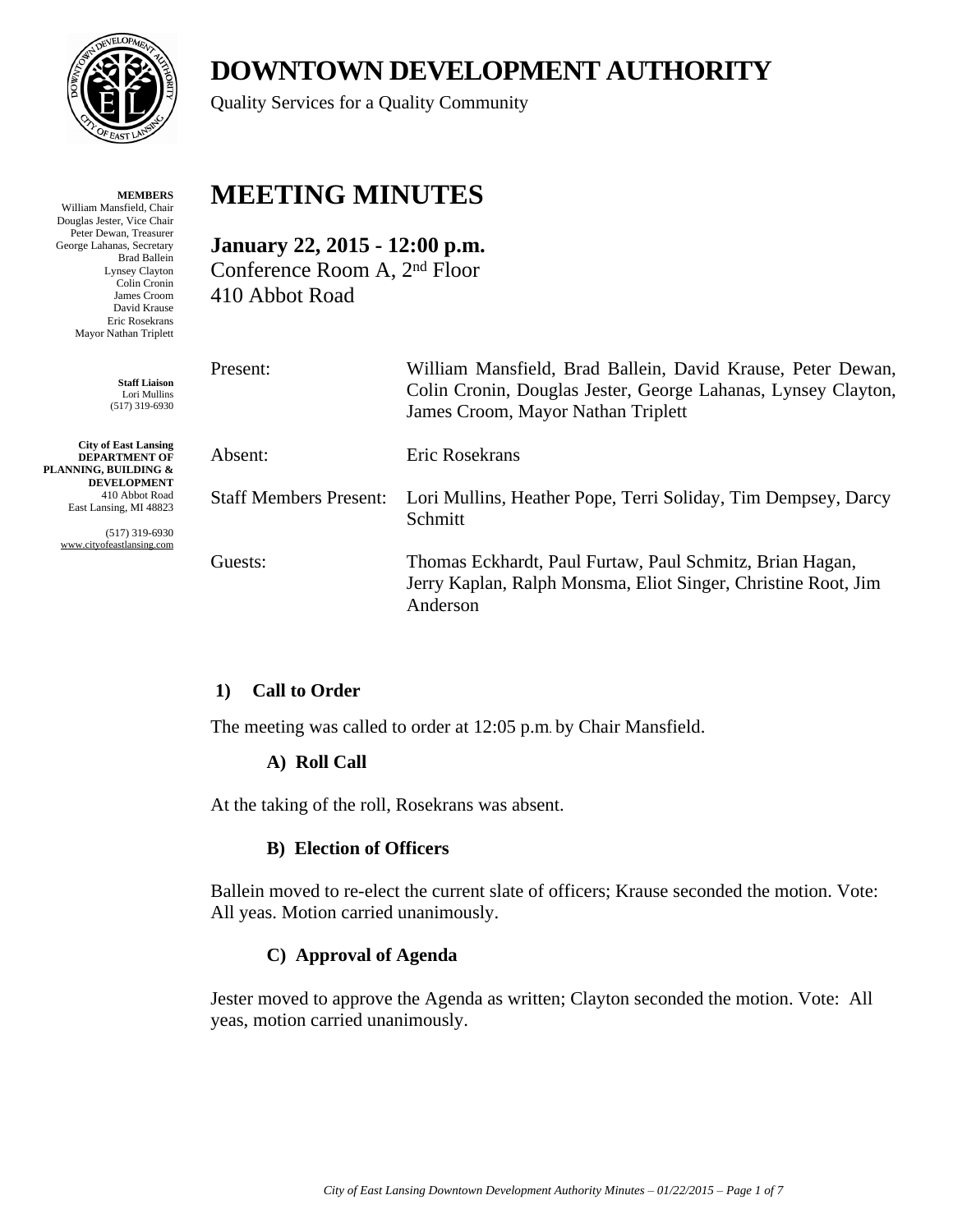# DOWNTOWN DEVELOPMENT AUTHORITY

Quality Services for a Quality Community

**MEMBERS**
William Mansfield, Chair
Douglas Jester, Vice Chair
Peter Dewan, Treasurer
George Lahanas, Secretary
Brad Ballein
Lynsey Clayton
Colin Cronin
James Croom
David Krause
Eric Rosekrans
Mayor Nathan Triplett

**Staff Liaison**
Lori Mullins
(517) 319-6930

**City of East Lansing**
**DEPARTMENT OF PLANNING, BUILDING & DEVELOPMENT**
410 Abbot Road
East Lansing, MI 48823

(517) 319-6930
www.cityofeastlansing.com

# MEETING MINUTES

**January 22, 2015 - 12:00 p.m.**
Conference Room A, 2nd Floor
410 Abbot Road

| | |
|---|---|
| Present: | William Mansfield, Brad Ballein, David Krause, Peter Dewan, Colin Cronin, Douglas Jester, George Lahanas, Lynsey Clayton, James Croom, Mayor Nathan Triplett |
| Absent: | Eric Rosekrans |
| Staff Members Present: | Lori Mullins, Heather Pope, Terri Soliday, Tim Dempsey, Darcy Schmitt |
| Guests: | Thomas Eckhardt, Paul Furtaw, Paul Schmitz, Brian Hagan, Jerry Kaplan, Ralph Monsma, Eliot Singer, Christine Root, Jim Anderson |

## 1) Call to Order

The meeting was called to order at 12:05 p.m. by Chair Mansfield.

### A) Roll Call

At the taking of the roll, Rosekrans was absent.

### B) Election of Officers

Ballein moved to re-elect the current slate of officers; Krause seconded the motion. Vote: All yeas. Motion carried unanimously.

### C) Approval of Agenda

Jester moved to approve the Agenda as written; Clayton seconded the motion. Vote: All yeas, motion carried unanimously.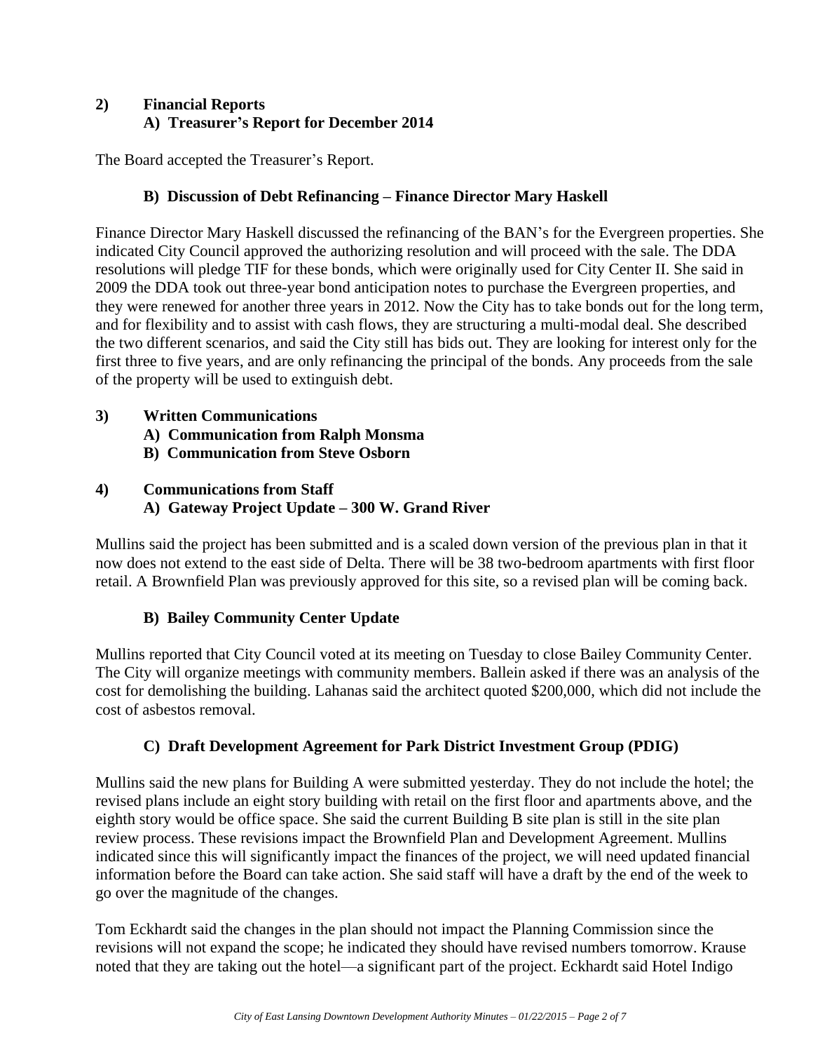**2) Financial Reports**

**A) Treasurer's Report for December 2014**

The Board accepted the Treasurer's Report.

**B) Discussion of Debt Refinancing – Finance Director Mary Haskell**

Finance Director Mary Haskell discussed the refinancing of the BAN's for the Evergreen properties. She indicated City Council approved the authorizing resolution and will proceed with the sale. The DDA resolutions will pledge TIF for these bonds, which were originally used for City Center II. She said in 2009 the DDA took out three-year bond anticipation notes to purchase the Evergreen properties, and they were renewed for another three years in 2012. Now the City has to take bonds out for the long term, and for flexibility and to assist with cash flows, they are structuring a multi-modal deal. She described the two different scenarios, and said the City still has bids out. They are looking for interest only for the first three to five years, and are only refinancing the principal of the bonds. Any proceeds from the sale of the property will be used to extinguish debt.

**3) Written Communications**

**A) Communication from Ralph Monsma**

**B) Communication from Steve Osborn**

**4) Communications from Staff**

**A) Gateway Project Update – 300 W. Grand River**

Mullins said the project has been submitted and is a scaled down version of the previous plan in that it now does not extend to the east side of Delta. There will be 38 two-bedroom apartments with first floor retail. A Brownfield Plan was previously approved for this site, so a revised plan will be coming back.

**B) Bailey Community Center Update**

Mullins reported that City Council voted at its meeting on Tuesday to close Bailey Community Center. The City will organize meetings with community members. Ballein asked if there was an analysis of the cost for demolishing the building. Lahanas said the architect quoted $200,000, which did not include the cost of asbestos removal.

**C) Draft Development Agreement for Park District Investment Group (PDIG)**

Mullins said the new plans for Building A were submitted yesterday. They do not include the hotel; the revised plans include an eight story building with retail on the first floor and apartments above, and the eighth story would be office space. She said the current Building B site plan is still in the site plan review process. These revisions impact the Brownfield Plan and Development Agreement. Mullins indicated since this will significantly impact the finances of the project, we will need updated financial information before the Board can take action. She said staff will have a draft by the end of the week to go over the magnitude of the changes.

Tom Eckhardt said the changes in the plan should not impact the Planning Commission since the revisions will not expand the scope; he indicated they should have revised numbers tomorrow. Krause noted that they are taking out the hotel—a significant part of the project. Eckhardt said Hotel Indigo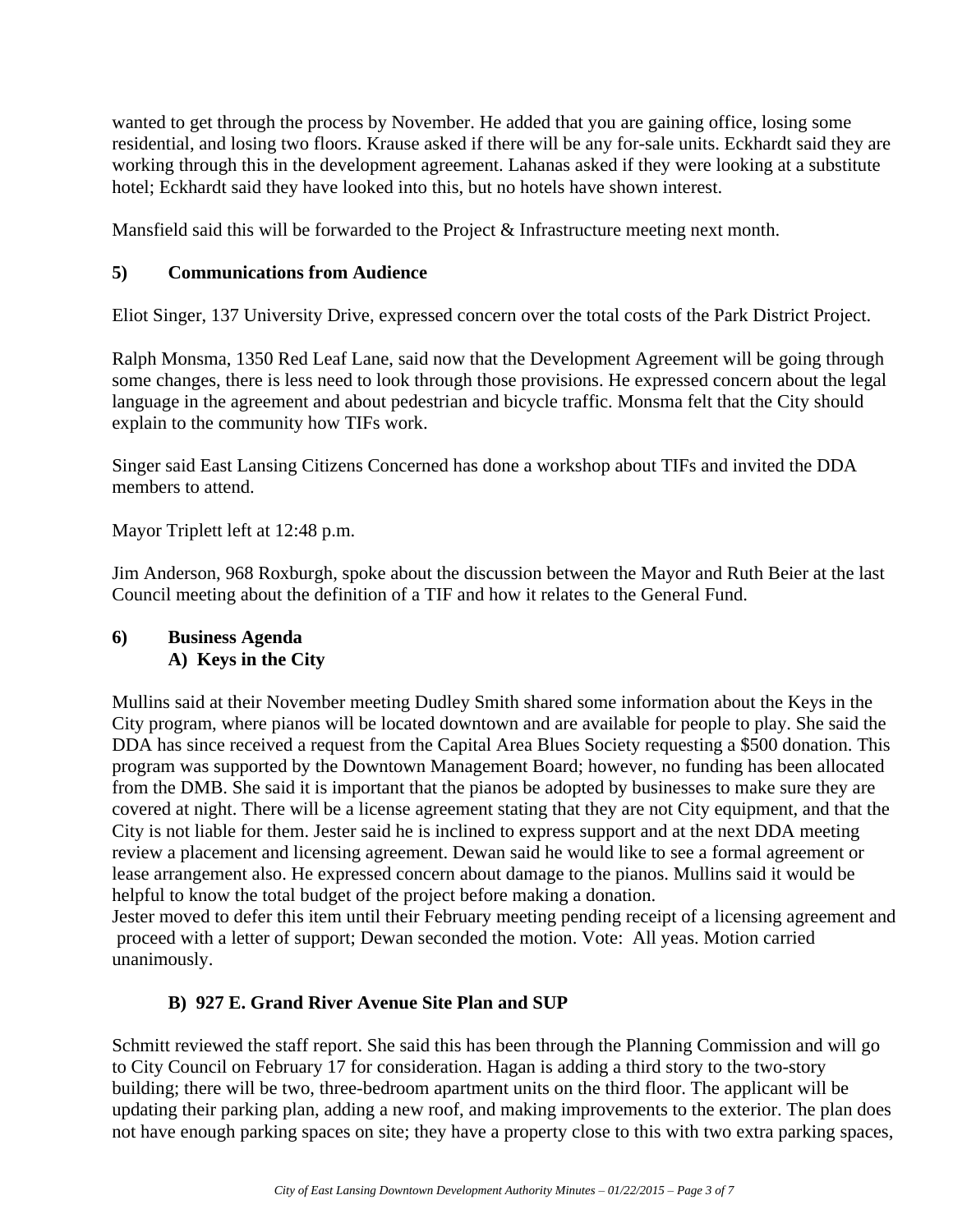wanted to get through the process by November. He added that you are gaining office, losing some residential, and losing two floors. Krause asked if there will be any for-sale units. Eckhardt said they are working through this in the development agreement. Lahanas asked if they were looking at a substitute hotel; Eckhardt said they have looked into this, but no hotels have shown interest.

Mansfield said this will be forwarded to the Project & Infrastructure meeting next month.

**5) Communications from Audience**

Eliot Singer, 137 University Drive, expressed concern over the total costs of the Park District Project.

Ralph Monsma, 1350 Red Leaf Lane, said now that the Development Agreement will be going through some changes, there is less need to look through those provisions. He expressed concern about the legal language in the agreement and about pedestrian and bicycle traffic. Monsma felt that the City should explain to the community how TIFs work.

Singer said East Lansing Citizens Concerned has done a workshop about TIFs and invited the DDA members to attend.

Mayor Triplett left at 12:48 p.m.

Jim Anderson, 968 Roxburgh, spoke about the discussion between the Mayor and Ruth Beier at the last Council meeting about the definition of a TIF and how it relates to the General Fund.

**6) Business Agenda**

**A) Keys in the City**

Mullins said at their November meeting Dudley Smith shared some information about the Keys in the City program, where pianos will be located downtown and are available for people to play. She said the DDA has since received a request from the Capital Area Blues Society requesting a $500 donation. This program was supported by the Downtown Management Board; however, no funding has been allocated from the DMB. She said it is important that the pianos be adopted by businesses to make sure they are covered at night. There will be a license agreement stating that they are not City equipment, and that the City is not liable for them. Jester said he is inclined to express support and at the next DDA meeting review a placement and licensing agreement. Dewan said he would like to see a formal agreement or lease arrangement also. He expressed concern about damage to the pianos. Mullins said it would be helpful to know the total budget of the project before making a donation.
Jester moved to defer this item until their February meeting pending receipt of a licensing agreement and proceed with a letter of support; Dewan seconded the motion. Vote: All yeas. Motion carried unanimously.

**B) 927 E. Grand River Avenue Site Plan and SUP**

Schmitt reviewed the staff report. She said this has been through the Planning Commission and will go to City Council on February 17 for consideration. Hagan is adding a third story to the two-story building; there will be two, three-bedroom apartment units on the third floor. The applicant will be updating their parking plan, adding a new roof, and making improvements to the exterior. The plan does not have enough parking spaces on site; they have a property close to this with two extra parking spaces,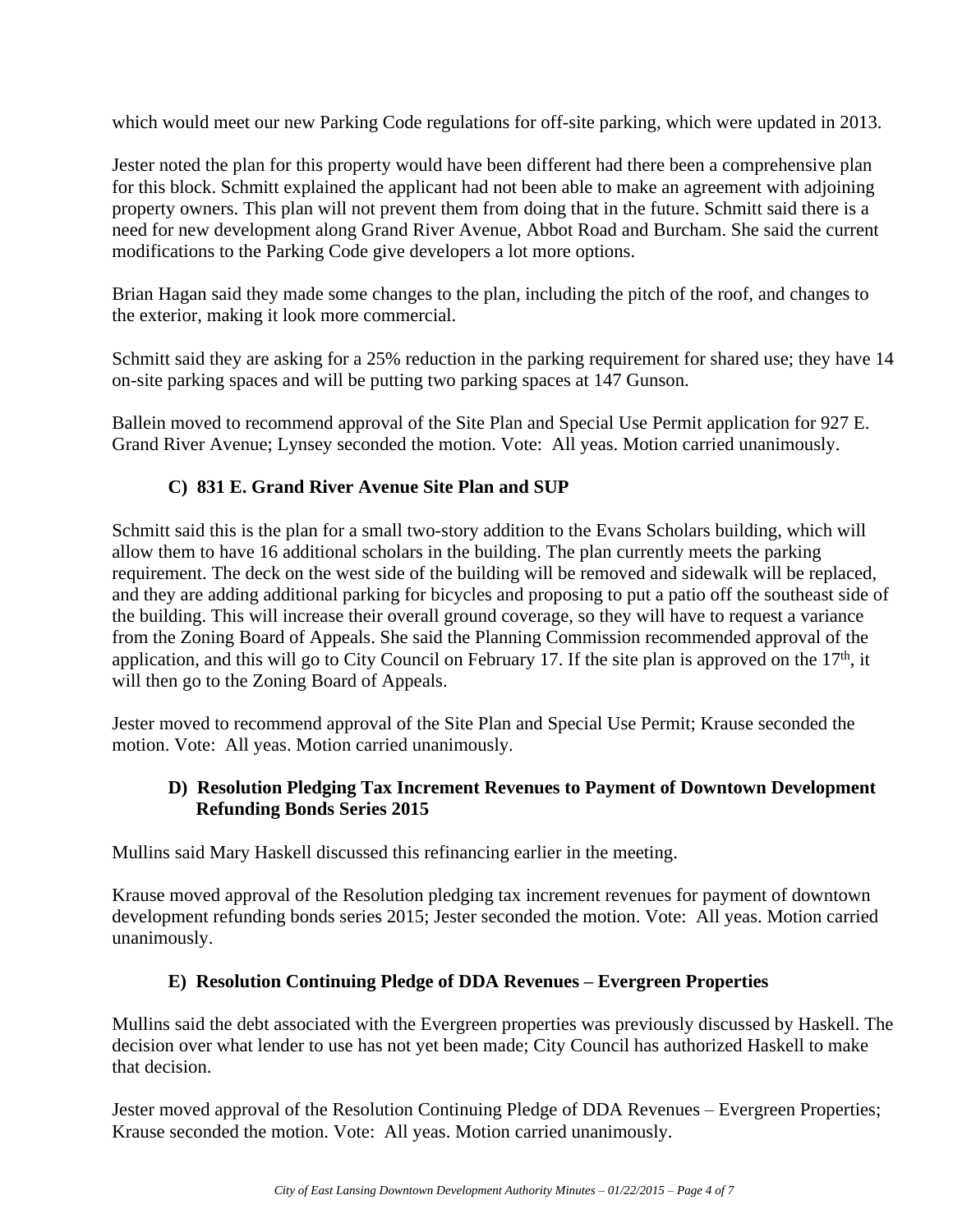which would meet our new Parking Code regulations for off-site parking, which were updated in 2013.

Jester noted the plan for this property would have been different had there been a comprehensive plan for this block. Schmitt explained the applicant had not been able to make an agreement with adjoining property owners. This plan will not prevent them from doing that in the future. Schmitt said there is a need for new development along Grand River Avenue, Abbot Road and Burcham. She said the current modifications to the Parking Code give developers a lot more options.

Brian Hagan said they made some changes to the plan, including the pitch of the roof, and changes to the exterior, making it look more commercial.

Schmitt said they are asking for a 25% reduction in the parking requirement for shared use; they have 14 on-site parking spaces and will be putting two parking spaces at 147 Gunson.

Ballein moved to recommend approval of the Site Plan and Special Use Permit application for 927 E. Grand River Avenue; Lynsey seconded the motion. Vote: All yeas. Motion carried unanimously.

### C) 831 E. Grand River Avenue Site Plan and SUP

Schmitt said this is the plan for a small two-story addition to the Evans Scholars building, which will allow them to have 16 additional scholars in the building. The plan currently meets the parking requirement. The deck on the west side of the building will be removed and sidewalk will be replaced, and they are adding additional parking for bicycles and proposing to put a patio off the southeast side of the building. This will increase their overall ground coverage, so they will have to request a variance from the Zoning Board of Appeals. She said the Planning Commission recommended approval of the application, and this will go to City Council on February 17. If the site plan is approved on the 17th, it will then go to the Zoning Board of Appeals.

Jester moved to recommend approval of the Site Plan and Special Use Permit; Krause seconded the motion. Vote: All yeas. Motion carried unanimously.

### D) Resolution Pledging Tax Increment Revenues to Payment of Downtown Development Refunding Bonds Series 2015

Mullins said Mary Haskell discussed this refinancing earlier in the meeting.

Krause moved approval of the Resolution pledging tax increment revenues for payment of downtown development refunding bonds series 2015; Jester seconded the motion. Vote: All yeas. Motion carried unanimously.

### E) Resolution Continuing Pledge of DDA Revenues – Evergreen Properties

Mullins said the debt associated with the Evergreen properties was previously discussed by Haskell. The decision over what lender to use has not yet been made; City Council has authorized Haskell to make that decision.

Jester moved approval of the Resolution Continuing Pledge of DDA Revenues – Evergreen Properties; Krause seconded the motion. Vote: All yeas. Motion carried unanimously.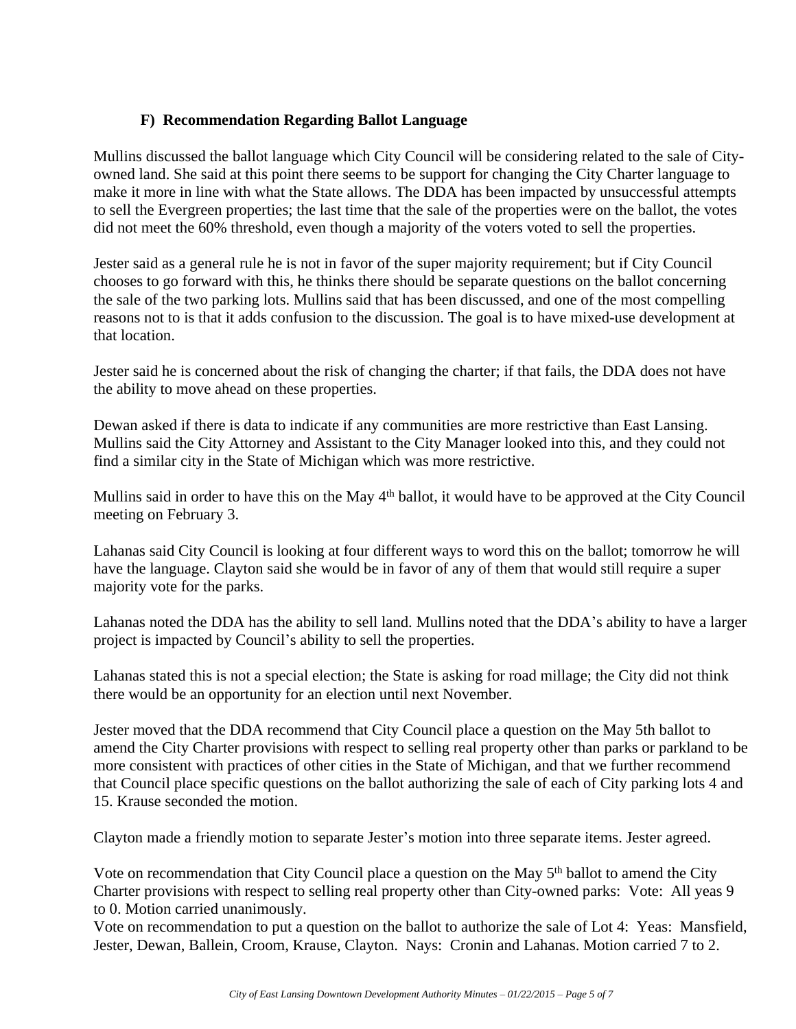### F) Recommendation Regarding Ballot Language

Mullins discussed the ballot language which City Council will be considering related to the sale of City-owned land. She said at this point there seems to be support for changing the City Charter language to make it more in line with what the State allows. The DDA has been impacted by unsuccessful attempts to sell the Evergreen properties; the last time that the sale of the properties were on the ballot, the votes did not meet the 60% threshold, even though a majority of the voters voted to sell the properties.

Jester said as a general rule he is not in favor of the super majority requirement; but if City Council chooses to go forward with this, he thinks there should be separate questions on the ballot concerning the sale of the two parking lots. Mullins said that has been discussed, and one of the most compelling reasons not to is that it adds confusion to the discussion. The goal is to have mixed-use development at that location.

Jester said he is concerned about the risk of changing the charter; if that fails, the DDA does not have the ability to move ahead on these properties.

Dewan asked if there is data to indicate if any communities are more restrictive than East Lansing. Mullins said the City Attorney and Assistant to the City Manager looked into this, and they could not find a similar city in the State of Michigan which was more restrictive.

Mullins said in order to have this on the May 4th ballot, it would have to be approved at the City Council meeting on February 3.

Lahanas said City Council is looking at four different ways to word this on the ballot; tomorrow he will have the language. Clayton said she would be in favor of any of them that would still require a super majority vote for the parks.

Lahanas noted the DDA has the ability to sell land. Mullins noted that the DDA's ability to have a larger project is impacted by Council's ability to sell the properties.

Lahanas stated this is not a special election; the State is asking for road millage; the City did not think there would be an opportunity for an election until next November.

Jester moved that the DDA recommend that City Council place a question on the May 5th ballot to amend the City Charter provisions with respect to selling real property other than parks or parkland to be more consistent with practices of other cities in the State of Michigan, and that we further recommend that Council place specific questions on the ballot authorizing the sale of each of City parking lots 4 and 15. Krause seconded the motion.

Clayton made a friendly motion to separate Jester's motion into three separate items. Jester agreed.

Vote on recommendation that City Council place a question on the May 5th ballot to amend the City Charter provisions with respect to selling real property other than City-owned parks: Vote: All yeas 9 to 0. Motion carried unanimously.

Vote on recommendation to put a question on the ballot to authorize the sale of Lot 4: Yeas: Mansfield, Jester, Dewan, Ballein, Croom, Krause, Clayton. Nays: Cronin and Lahanas. Motion carried 7 to 2.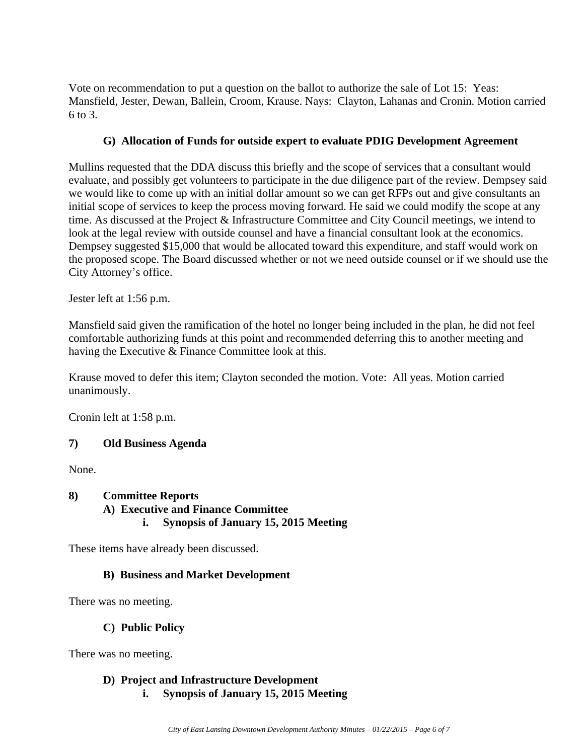Vote on recommendation to put a question on the ballot to authorize the sale of Lot 15: Yeas: Mansfield, Jester, Dewan, Ballein, Croom, Krause. Nays: Clayton, Lahanas and Cronin. Motion carried 6 to 3.

### G) Allocation of Funds for outside expert to evaluate PDIG Development Agreement

Mullins requested that the DDA discuss this briefly and the scope of services that a consultant would evaluate, and possibly get volunteers to participate in the due diligence part of the review. Dempsey said we would like to come up with an initial dollar amount so we can get RFPs out and give consultants an initial scope of services to keep the process moving forward. He said we could modify the scope at any time. As discussed at the Project & Infrastructure Committee and City Council meetings, we intend to look at the legal review with outside counsel and have a financial consultant look at the economics. Dempsey suggested $15,000 that would be allocated toward this expenditure, and staff would work on the proposed scope. The Board discussed whether or not we need outside counsel or if we should use the City Attorney's office.

Jester left at 1:56 p.m.

Mansfield said given the ramification of the hotel no longer being included in the plan, he did not feel comfortable authorizing funds at this point and recommended deferring this to another meeting and having the Executive & Finance Committee look at this.

Krause moved to defer this item; Clayton seconded the motion. Vote: All yeas. Motion carried unanimously.

Cronin left at 1:58 p.m.

## 7) Old Business Agenda

None.

## 8) Committee Reports

### A) Executive and Finance Committee

#### i. Synopsis of January 15, 2015 Meeting

These items have already been discussed.

### B) Business and Market Development

There was no meeting.

### C) Public Policy

There was no meeting.

### D) Project and Infrastructure Development

#### i. Synopsis of January 15, 2015 Meeting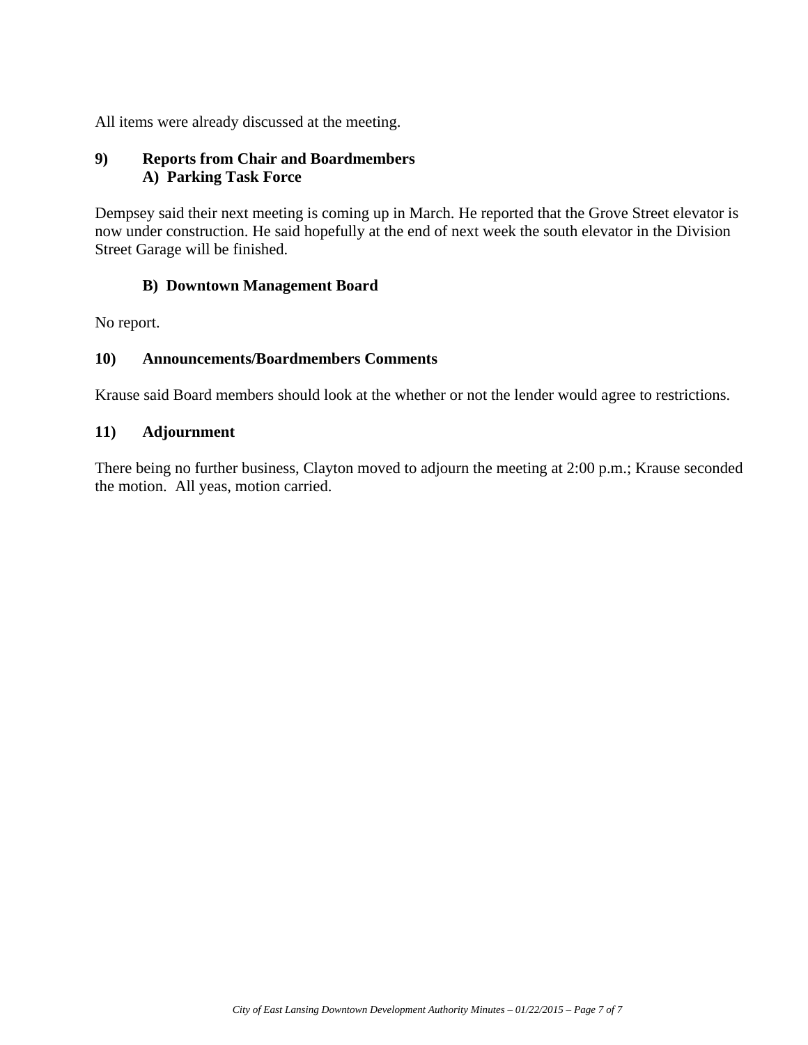All items were already discussed at the meeting.

**9) Reports from Chair and Boardmembers**
**A) Parking Task Force**

Dempsey said their next meeting is coming up in March. He reported that the Grove Street elevator is now under construction. He said hopefully at the end of next week the south elevator in the Division Street Garage will be finished.

**B) Downtown Management Board**

No report.

**10) Announcements/Boardmembers Comments**

Krause said Board members should look at the whether or not the lender would agree to restrictions.

**11) Adjournment**

There being no further business, Clayton moved to adjourn the meeting at 2:00 p.m.; Krause seconded the motion. All yeas, motion carried.